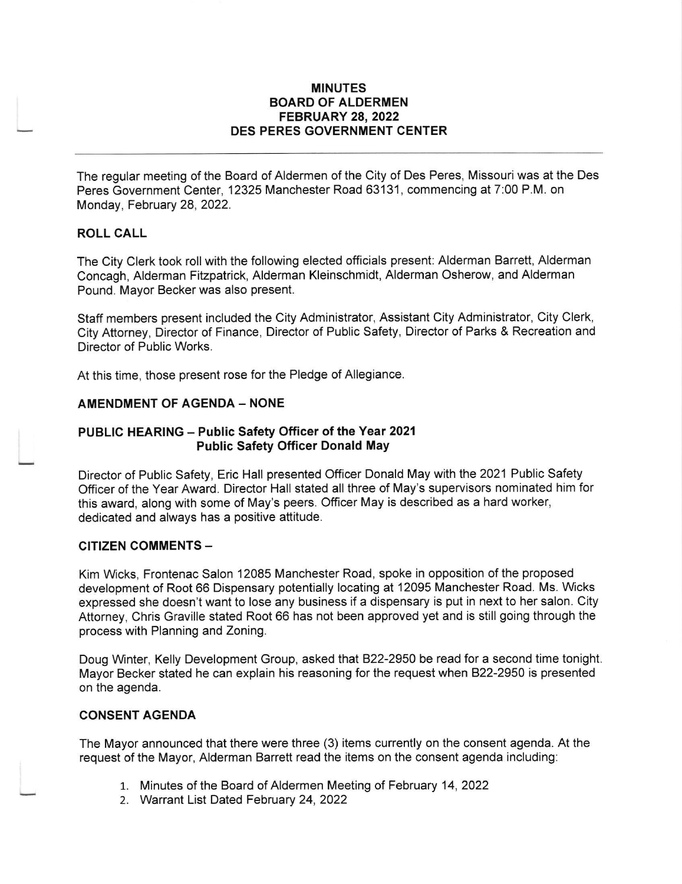# MINUTES
## BOARD OF ALDERMEN
## FEBRUARY 28, 2022
## DES PERES GOVERNMENT CENTER

---

The regular meeting of the Board of Aldermen of the City of Des Peres, Missouri was at the Des Peres Government Center, 12325 Manchester Road 63131, commencing at 7:00 P.M. on Monday, February 28, 2022.

### ROLL CALL

The City Clerk took roll with the following elected officials present: Alderman Barrett, Alderman Concagh, Alderman Fitzpatrick, Alderman Kleinschmidt, Alderman Osherow, and Alderman Pound. Mayor Becker was also present.

Staff members present included the City Administrator, Assistant City Administrator, City Clerk, City Attorney, Director of Finance, Director of Public Safety, Director of Parks & Recreation and Director of Public Works.

At this time, those present rose for the Pledge of Allegiance.

### AMENDMENT OF AGENDA – NONE

### PUBLIC HEARING – Public Safety Officer of the Year 2021 Public Safety Officer Donald May

Director of Public Safety, Eric Hall presented Officer Donald May with the 2021 Public Safety Officer of the Year Award. Director Hall stated all three of May's supervisors nominated him for this award, along with some of May's peers. Officer May is described as a hard worker, dedicated and always has a positive attitude.

### CITIZEN COMMENTS –

Kim Wicks, Frontenac Salon 12085 Manchester Road, spoke in opposition of the proposed development of Root 66 Dispensary potentially locating at 12095 Manchester Road. Ms. Wicks expressed she doesn't want to lose any business if a dispensary is put in next to her salon. City Attorney, Chris Graville stated Root 66 has not been approved yet and is still going through the process with Planning and Zoning.

Doug Winter, Kelly Development Group, asked that B22-2950 be read for a second time tonight. Mayor Becker stated he can explain his reasoning for the request when B22-2950 is presented on the agenda.

### CONSENT AGENDA

The Mayor announced that there were three (3) items currently on the consent agenda. At the request of the Mayor, Alderman Barrett read the items on the consent agenda including:

1. Minutes of the Board of Aldermen Meeting of February 14, 2022
2. Warrant List Dated February 24, 2022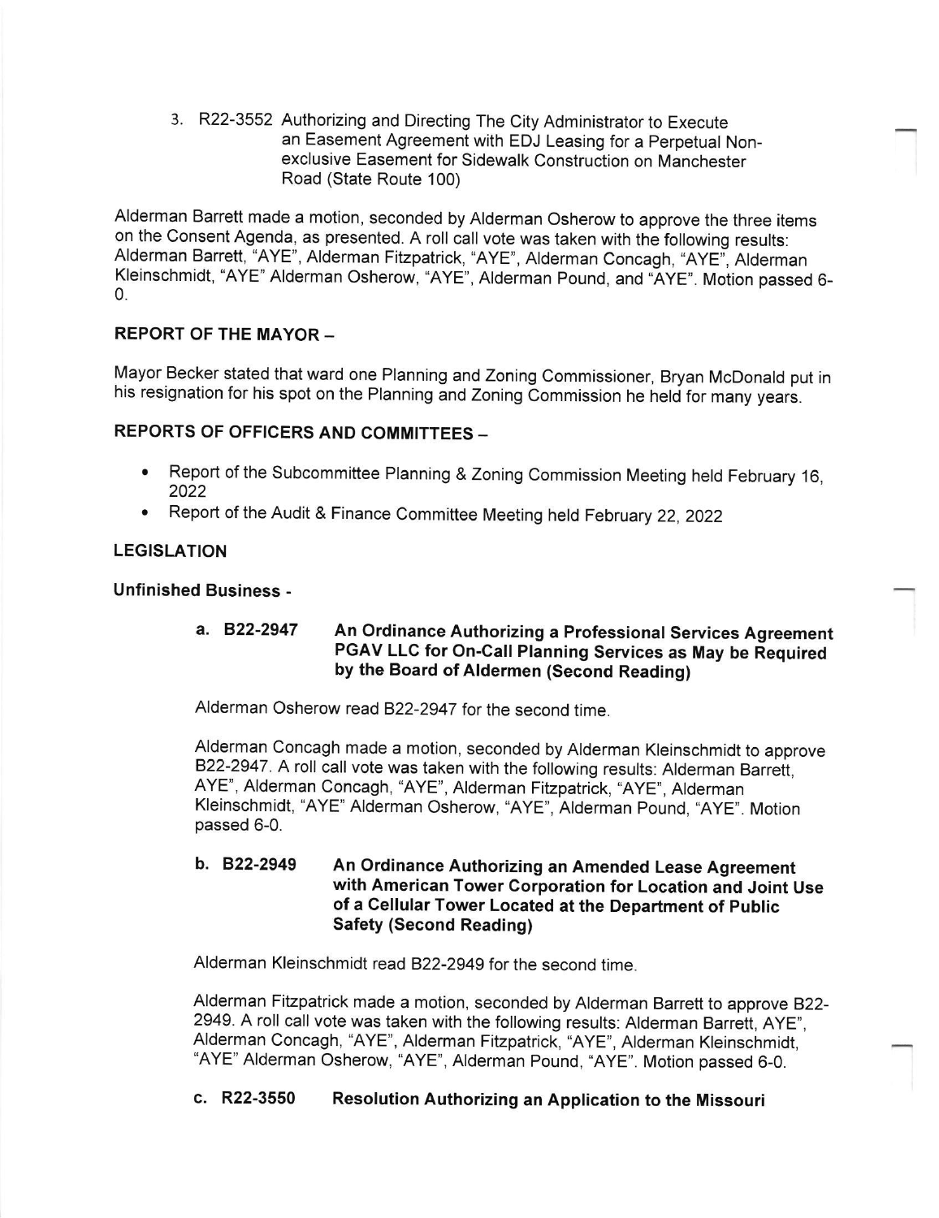3. R22-3552 Authorizing and Directing The City Administrator to Execute an Easement Agreement with EDJ Leasing for a Perpetual Non-exclusive Easement for Sidewalk Construction on Manchester Road (State Route 100)

Alderman Barrett made a motion, seconded by Alderman Osherow to approve the three items on the Consent Agenda, as presented. A roll call vote was taken with the following results: Alderman Barrett, "AYE", Alderman Fitzpatrick, "AYE", Alderman Concagh, "AYE", Alderman Kleinschmidt, "AYE" Alderman Osherow, "AYE", Alderman Pound, and "AYE". Motion passed 6-0.

## REPORT OF THE MAYOR –

Mayor Becker stated that ward one Planning and Zoning Commissioner, Bryan McDonald put in his resignation for his spot on the Planning and Zoning Commission he held for many years.

## REPORTS OF OFFICERS AND COMMITTEES –

- Report of the Subcommittee Planning & Zoning Commission Meeting held February 16, 2022
- Report of the Audit & Finance Committee Meeting held February 22, 2022

## LEGISLATION

### Unfinished Business -

**a. B22-2947 An Ordinance Authorizing a Professional Services Agreement PGAV LLC for On-Call Planning Services as May be Required by the Board of Aldermen (Second Reading)**

Alderman Osherow read B22-2947 for the second time.

Alderman Concagh made a motion, seconded by Alderman Kleinschmidt to approve B22-2947. A roll call vote was taken with the following results: Alderman Barrett, AYE", Alderman Concagh, "AYE", Alderman Fitzpatrick, "AYE", Alderman Kleinschmidt, "AYE" Alderman Osherow, "AYE", Alderman Pound, "AYE". Motion passed 6-0.

**b. B22-2949 An Ordinance Authorizing an Amended Lease Agreement with American Tower Corporation for Location and Joint Use of a Cellular Tower Located at the Department of Public Safety (Second Reading)**

Alderman Kleinschmidt read B22-2949 for the second time.

Alderman Fitzpatrick made a motion, seconded by Alderman Barrett to approve B22-2949. A roll call vote was taken with the following results: Alderman Barrett, AYE", Alderman Concagh, "AYE", Alderman Fitzpatrick, "AYE", Alderman Kleinschmidt, "AYE" Alderman Osherow, "AYE", Alderman Pound, "AYE". Motion passed 6-0.

**c. R22-3550 Resolution Authorizing an Application to the Missouri**